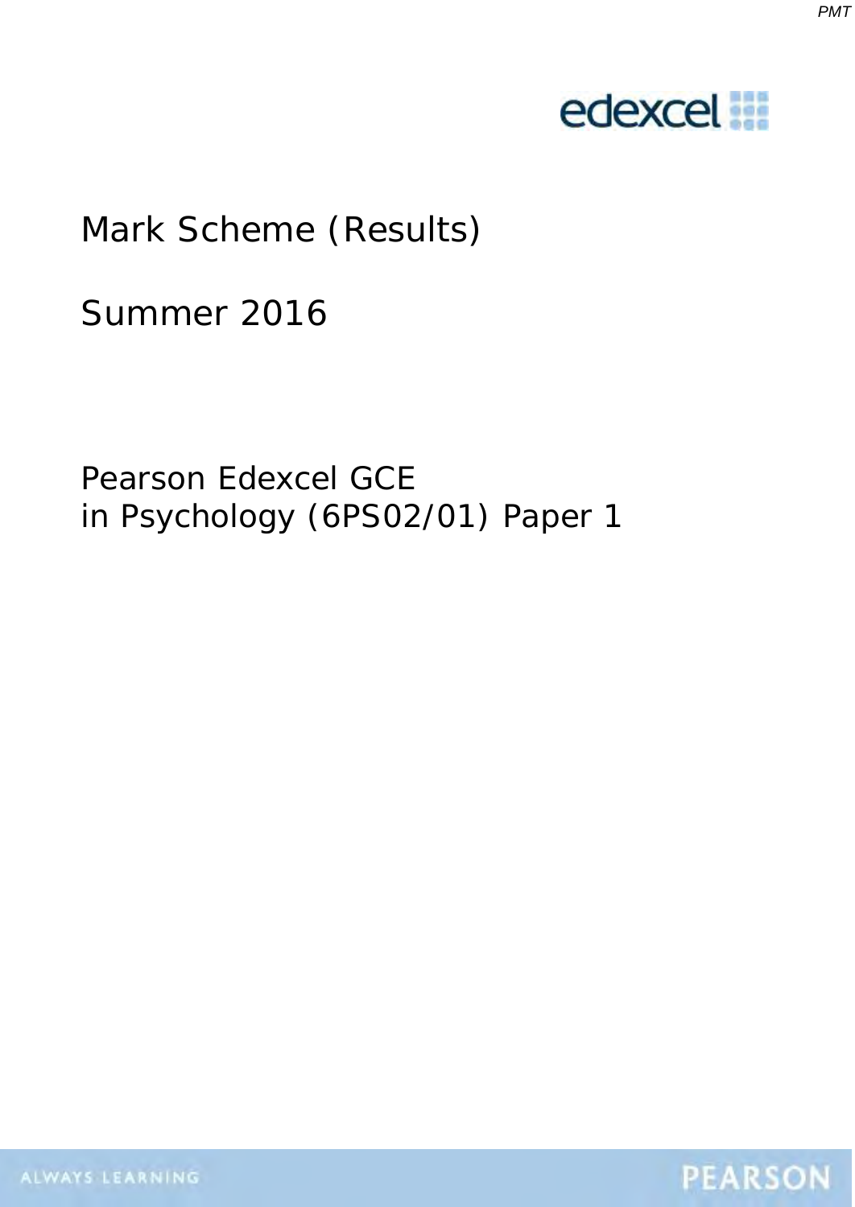# Mark Scheme (Results)

## Summer 2016

Pearson Edexcel GCE
in Psychology (6PS02/01) Paper 1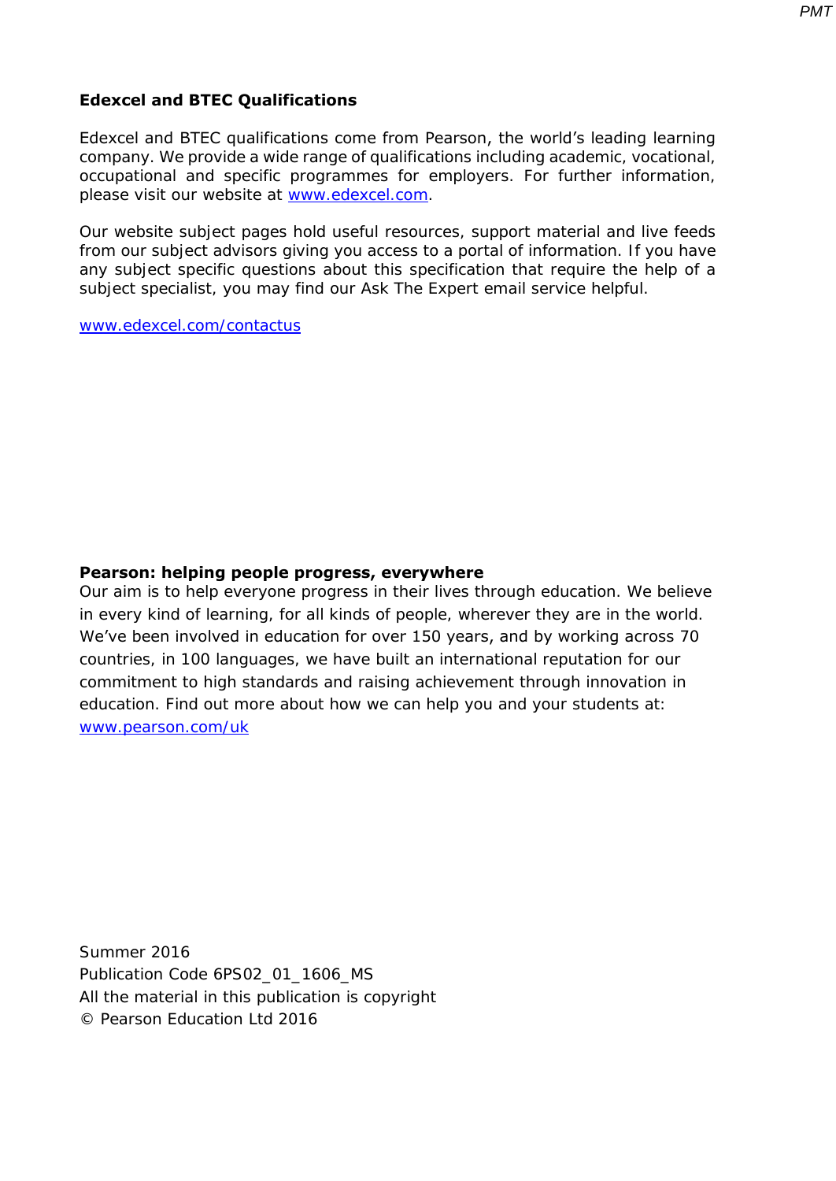**Edexcel and BTEC Qualifications**

Edexcel and BTEC qualifications come from Pearson, the world's leading learning company. We provide a wide range of qualifications including academic, vocational, occupational and specific programmes for employers. For further information, please visit our website at www.edexcel.com.

Our website subject pages hold useful resources, support material and live feeds from our subject advisors giving you access to a portal of information. If you have any subject specific questions about this specification that require the help of a subject specialist, you may find our Ask The Expert email service helpful.

www.edexcel.com/contactus

**Pearson: helping people progress, everywhere**

Our aim is to help everyone progress in their lives through education. We believe in every kind of learning, for all kinds of people, wherever they are in the world. We've been involved in education for over 150 years, and by working across 70 countries, in 100 languages, we have built an international reputation for our commitment to high standards and raising achievement through innovation in education. Find out more about how we can help you and your students at: www.pearson.com/uk

Summer 2016
Publication Code 6PS02_01_1606_MS
All the material in this publication is copyright
© Pearson Education Ltd 2016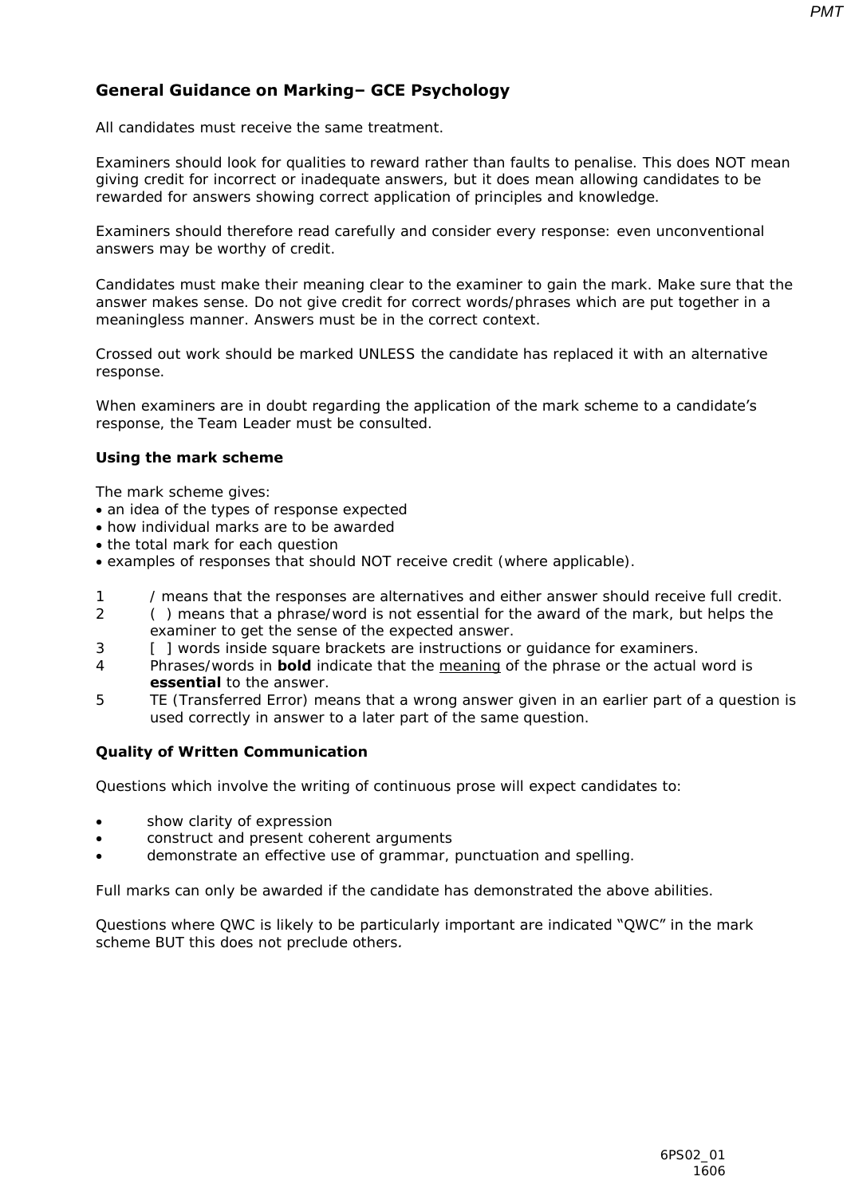## General Guidance on Marking– GCE Psychology

All candidates must receive the same treatment.

Examiners should look for qualities to reward rather than faults to penalise. This does NOT mean giving credit for incorrect or inadequate answers, but it does mean allowing candidates to be rewarded for answers showing correct application of principles and knowledge.

Examiners should therefore read carefully and consider every response: even unconventional answers may be worthy of credit.

Candidates must make their meaning clear to the examiner to gain the mark. Make sure that the answer makes sense. Do not give credit for correct words/phrases which are put together in a meaningless manner. Answers must be in the correct context.

Crossed out work should be marked UNLESS the candidate has replaced it with an alternative response.

When examiners are in doubt regarding the application of the mark scheme to a candidate's response, the Team Leader must be consulted.

### Using the mark scheme

The mark scheme gives:

- an idea of the types of response expected
- how individual marks are to be awarded
- the total mark for each question
- examples of responses that should NOT receive credit (where applicable).

1. / means that the responses are alternatives and either answer should receive full credit.
2. ( ) means that a phrase/word is not essential for the award of the mark, but helps the examiner to get the sense of the expected answer.
3. [ ] words inside square brackets are instructions or guidance for examiners.
4. Phrases/words in **bold** indicate that the <u>meaning</u> of the phrase or the actual word is **essential** to the answer.
5. TE (Transferred Error) means that a wrong answer given in an earlier part of a question is used correctly in answer to a later part of the same question.

### Quality of Written Communication

Questions which involve the writing of continuous prose will expect candidates to:

- show clarity of expression
- construct and present coherent arguments
- demonstrate an effective use of grammar, punctuation and spelling.

Full marks can only be awarded if the candidate has demonstrated the above abilities.

Questions where QWC is likely to be particularly important are indicated "QWC" in the mark scheme BUT this does not preclude others.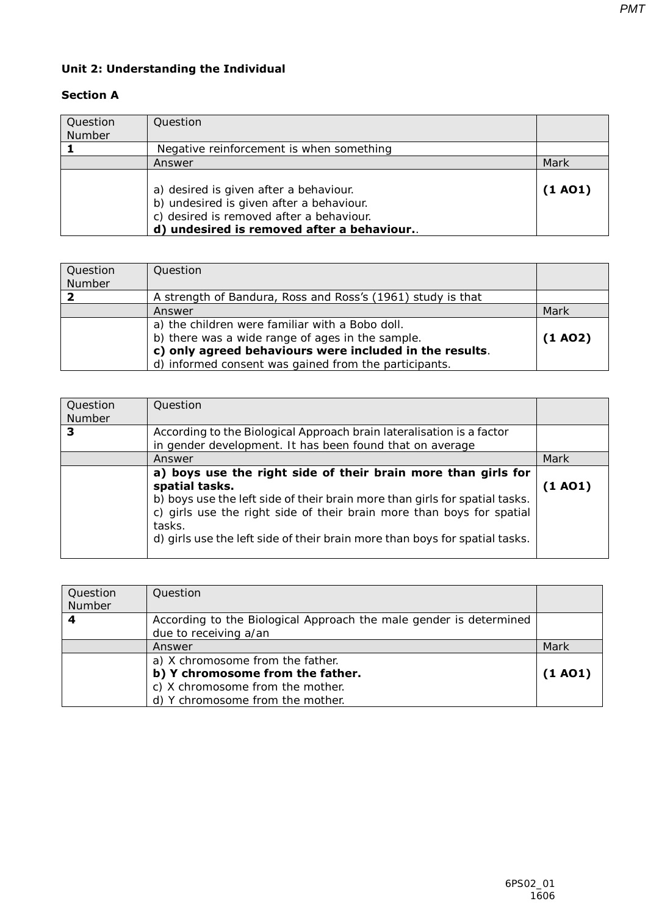**Unit 2: Understanding the Individual**

**Section A**

| Question Number | Question | |
|---|---|---|
| **1** | Negative reinforcement is when something | |
| | Answer | Mark |
| | a) desired is given after a behaviour.<br>b) undesired is given after a behaviour.<br>c) desired is removed after a behaviour.<br>**d) undesired is removed after a behaviour.**. | **(1 AO1)** |

| Question Number | Question | |
|---|---|---|
| **2** | A strength of Bandura, Ross and Ross's (1961) study is that | |
| | Answer | Mark |
| | a) the children were familiar with a Bobo doll.<br>b) there was a wide range of ages in the sample.<br>**c) only agreed behaviours were included in the results**.<br>d) informed consent was gained from the participants. | **(1 AO2)** |

| Question Number | Question | |
|---|---|---|
| **3** | According to the Biological Approach brain lateralisation is a factor in gender development. It has been found that on average | |
| | Answer | Mark |
| | **a) boys use the right side of their brain more than girls for spatial tasks.**<br>b) boys use the left side of their brain more than girls for spatial tasks.<br>c) girls use the right side of their brain more than boys for spatial tasks.<br>d) girls use the left side of their brain more than boys for spatial tasks. | **(1 AO1)** |

| Question Number | Question | |
|---|---|---|
| **4** | According to the Biological Approach the male gender is determined due to receiving a/an | |
| | Answer | Mark |
| | a) X chromosome from the father.<br>**b) Y chromosome from the father.**<br>c) X chromosome from the mother.<br>d) Y chromosome from the mother. | **(1 AO1)** |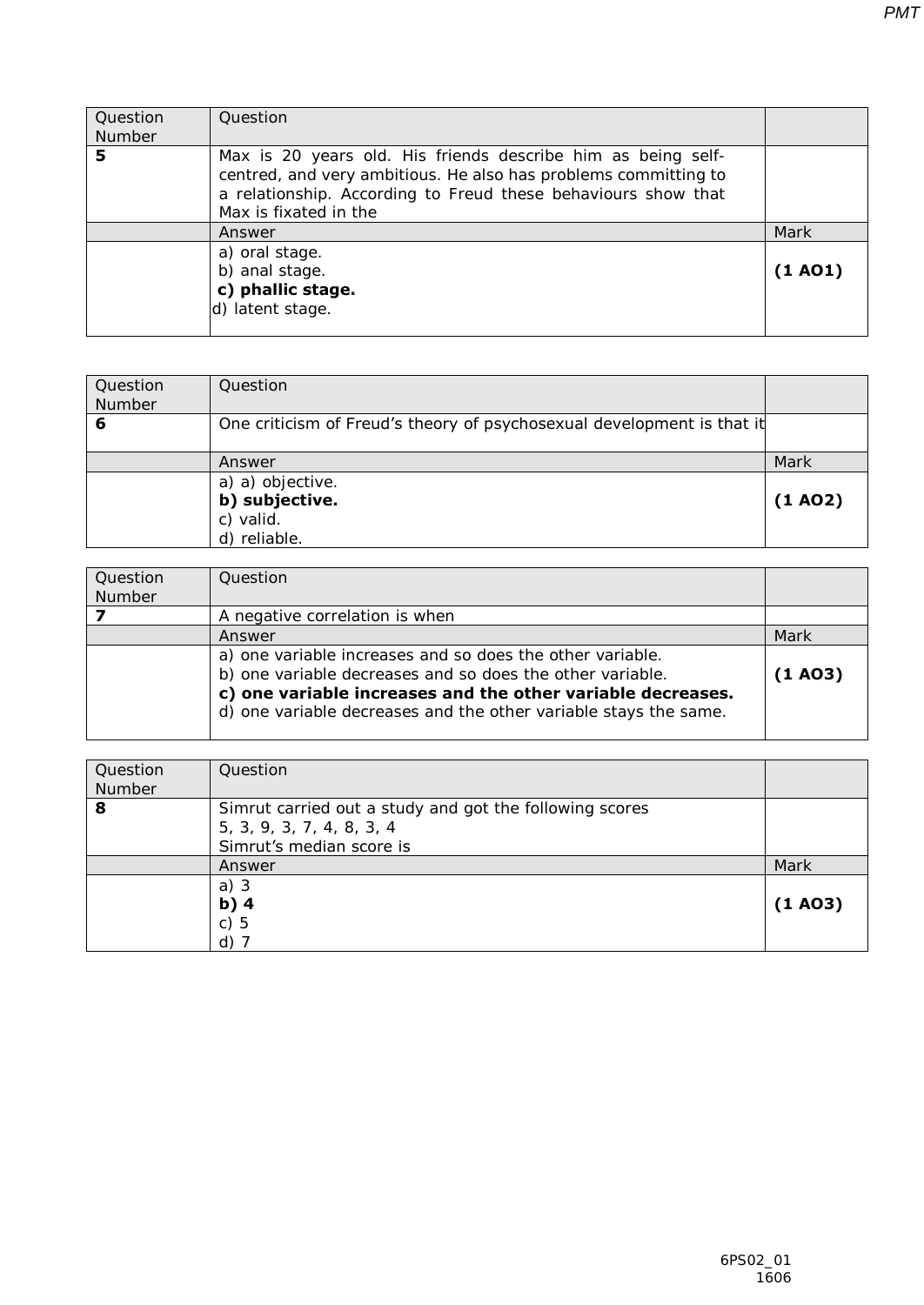| Question Number | Question | |
|---|---|---|
| **5** | Max is 20 years old. His friends describe him as being self-centred, and very ambitious. He also has problems committing to a relationship. According to Freud these behaviours show that Max is fixated in the | |
| | Answer | Mark |
| | a) oral stage.<br>b) anal stage.<br>**c) phallic stage.**<br>d) latent stage. | **(1 AO1)** |

| Question Number | Question | |
|---|---|---|
| **6** | One criticism of Freud's theory of psychosexual development is that it | |
| | Answer | Mark |
| | a) a) objective.<br>**b) subjective.**<br>c) valid.<br>d) reliable. | **(1 AO2)** |

| Question Number | Question | |
|---|---|---|
| **7** | A negative correlation is when | |
| | Answer | Mark |
| | a) one variable increases and so does the other variable.<br>b) one variable decreases and so does the other variable.<br>**c) one variable increases and the other variable decreases.**<br>d) one variable decreases and the other variable stays the same. | **(1 AO3)** |

| Question Number | Question | |
|---|---|---|
| **8** | Simrut carried out a study and got the following scores<br>5, 3, 9, 3, 7, 4, 8, 3, 4<br>Simrut's median score is | |
| | Answer | Mark |
| | a) 3<br>**b) 4**<br>c) 5<br>d) 7 | **(1 AO3)** |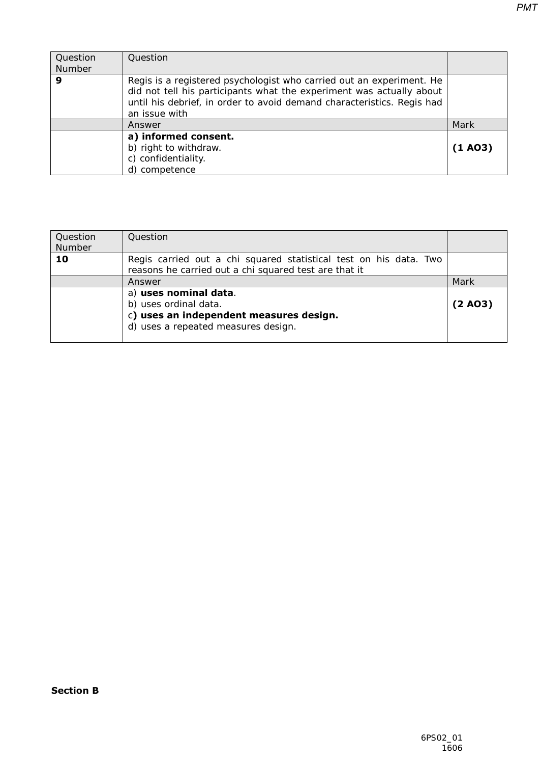| Question Number | Question | |
|---|---|---|
| **9** | Regis is a registered psychologist who carried out an experiment. He did not tell his participants what the experiment was actually about until his debrief, in order to avoid demand characteristics. Regis had an issue with | |
| | Answer | Mark |
| | **a) informed consent.**<br>b) right to withdraw.<br>c) confidentiality.<br>d) competence | **(1 AO3)** |

| Question Number | Question | |
|---|---|---|
| **10** | Regis carried out a chi squared statistical test on his data. Two reasons he carried out a chi squared test are that it | |
| | Answer | Mark |
| | a) **uses nominal data**.<br>b) uses ordinal data.<br>c**) uses an independent measures design.**<br>d) uses a repeated measures design. | **(2 AO3)** |

**Section B**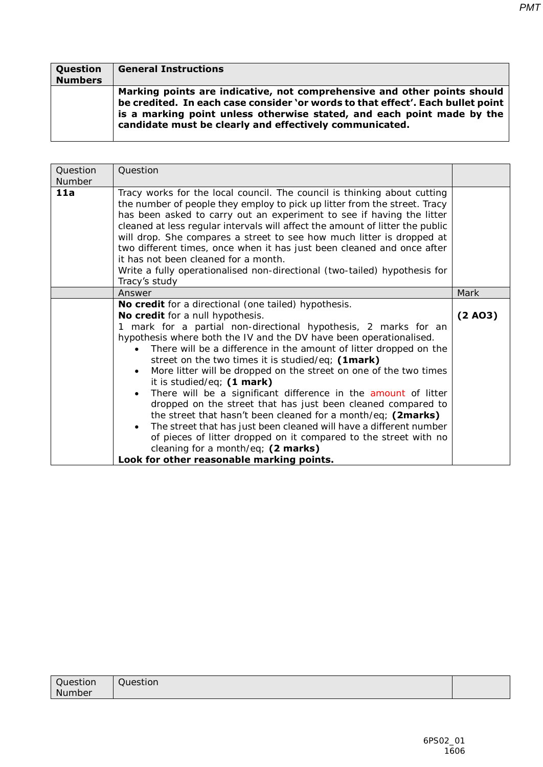| Question Numbers | General Instructions |
| --- | --- |
| | **Marking points are indicative, not comprehensive and other points should be credited. In each case consider 'or words to that effect'. Each bullet point is a marking point unless otherwise stated, and each point made by the candidate must be clearly and effectively communicated.** |

| Question Number | Question | |
| --- | --- | --- |
| **11a** | Tracy works for the local council. The council is thinking about cutting the number of people they employ to pick up litter from the street. Tracy has been asked to carry out an experiment to see if having the litter cleaned at less regular intervals will affect the amount of litter the public will drop. She compares a street to see how much litter is dropped at two different times, once when it has just been cleaned and once after it has not been cleaned for a month.<br>Write a fully operationalised non-directional (two-tailed) hypothesis for Tracy's study | |
| | Answer | Mark |
| | **No credit** for a directional (one tailed) hypothesis.<br>**No credit** for a null hypothesis.<br>1 mark for a partial non-directional hypothesis, 2 marks for an hypothesis where both the IV and the DV have been operationalised.<br>• There will be a difference in the amount of litter dropped on the street on the two times it is studied/eq; **(1mark)**<br>• More litter will be dropped on the street on one of the two times it is studied/eq; **(1 mark)**<br>• There will be a significant difference in the amount of litter dropped on the street that has just been cleaned compared to the street that hasn't been cleaned for a month/eq; **(2marks)**<br>• The street that has just been cleaned will have a different number of pieces of litter dropped on it compared to the street with no cleaning for a month/eq; **(2 marks)**<br>**Look for other reasonable marking points.** | **(2 AO3)** |

| Question Number | Question | |
| --- | --- | --- |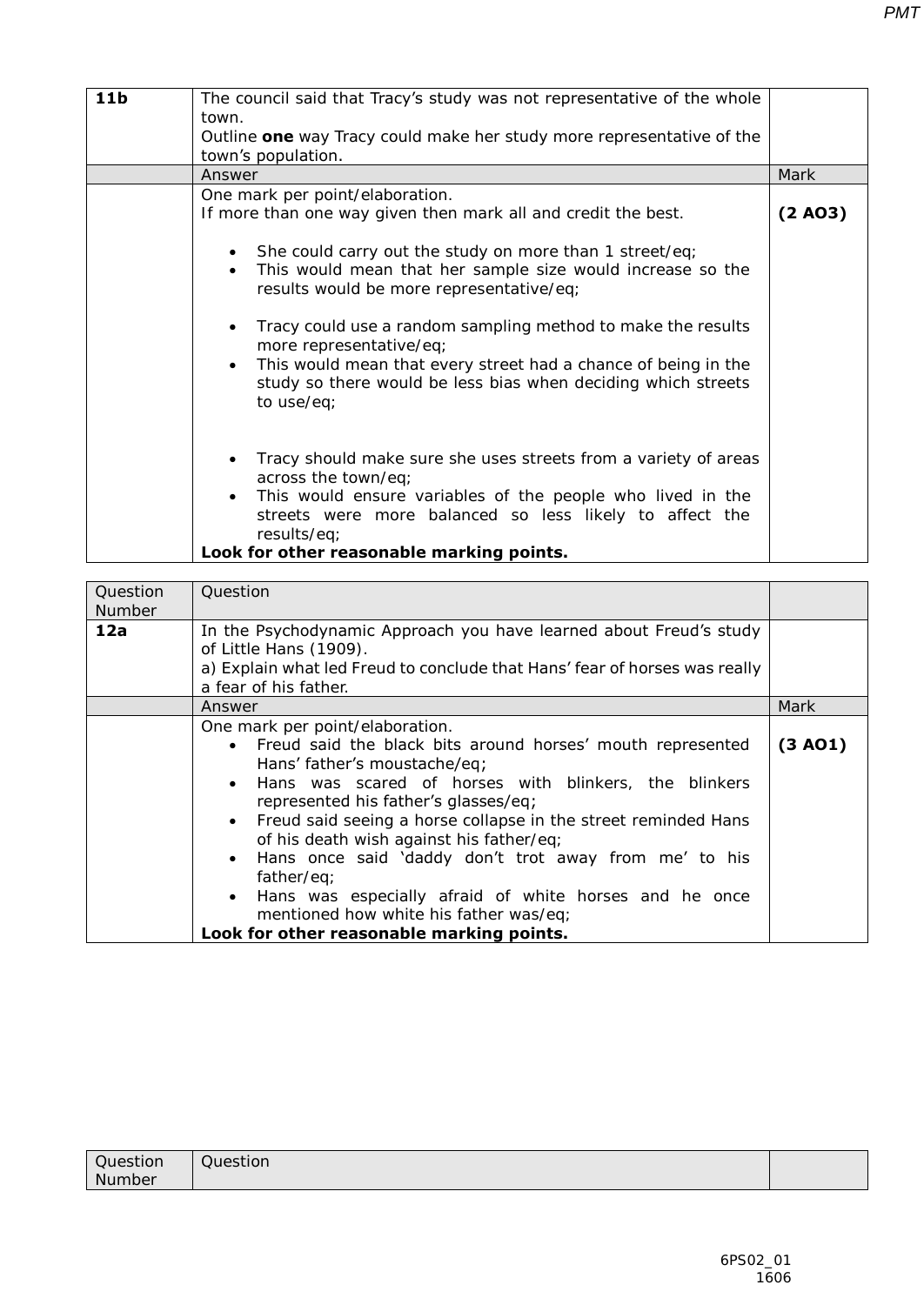| 11b | The council said that Tracy's study was not representative of the whole town.<br>Outline **one** way Tracy could make her study more representative of the town's population. | |
|---|---|---|
| | Answer | Mark |
| | One mark per point/elaboration.<br>If more than one way given then mark all and credit the best.<br><br>• She could carry out the study on more than 1 street/eq;<br>• This would mean that her sample size would increase so the results would be more representative/eq;<br><br>• Tracy could use a random sampling method to make the results more representative/eq;<br>• This would mean that every street had a chance of being in the study so there would be less bias when deciding which streets to use/eq;<br><br>• Tracy should make sure she uses streets from a variety of areas across the town/eq;<br>• This would ensure variables of the people who lived in the streets were more balanced so less likely to affect the results/eq;<br>**Look for other reasonable marking points.** | **(2 AO3)** |

| Question Number | Question | |
|---|---|---|
| **12a** | In the Psychodynamic Approach you have learned about Freud's study of Little Hans (1909).<br>a) Explain what led Freud to conclude that Hans' fear of horses was really a fear of his father. | |
| | Answer | Mark |
| | One mark per point/elaboration.<br>• Freud said the black bits around horses' mouth represented Hans' father's moustache/eq;<br>• Hans was scared of horses with blinkers, the blinkers represented his father's glasses/eq;<br>• Freud said seeing a horse collapse in the street reminded Hans of his death wish against his father/eq;<br>• Hans once said 'daddy don't trot away from me' to his father/eq;<br>• Hans was especially afraid of white horses and he once mentioned how white his father was/eq;<br>**Look for other reasonable marking points.** | **(3 AO1)** |

| Question Number | Question | |
|---|---|---|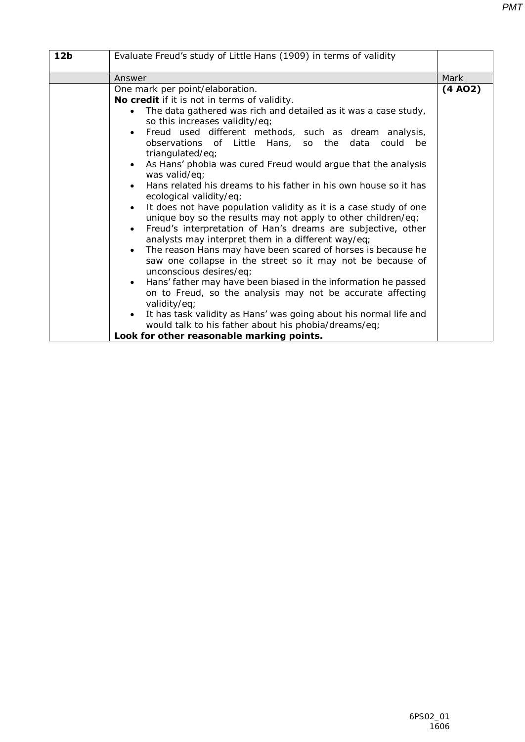| 12b | Evaluate Freud's study of Little Hans (1909) in terms of validity | |
|---|---|---|
| | Answer | Mark |
| | One mark per point/elaboration.<br>**No credit** if it is not in terms of validity.<br>• The data gathered was rich and detailed as it was a case study, so this increases validity/eq;<br>• Freud used different methods, such as dream analysis, observations of Little Hans, so the data could be triangulated/eq;<br>• As Hans' phobia was cured Freud would argue that the analysis was valid/eq;<br>• Hans related his dreams to his father in his own house so it has ecological validity/eq;<br>• It does not have population validity as it is a case study of one unique boy so the results may not apply to other children/eq;<br>• Freud's interpretation of Han's dreams are subjective, other analysts may interpret them in a different way/eq;<br>• The reason Hans may have been scared of horses is because he saw one collapse in the street so it may not be because of unconscious desires/eq;<br>• Hans' father may have been biased in the information he passed on to Freud, so the analysis may not be accurate affecting validity/eq;<br>• It has task validity as Hans' was going about his normal life and would talk to his father about his phobia/dreams/eq;<br>**Look for other reasonable marking points.** | **(4 AO2)** |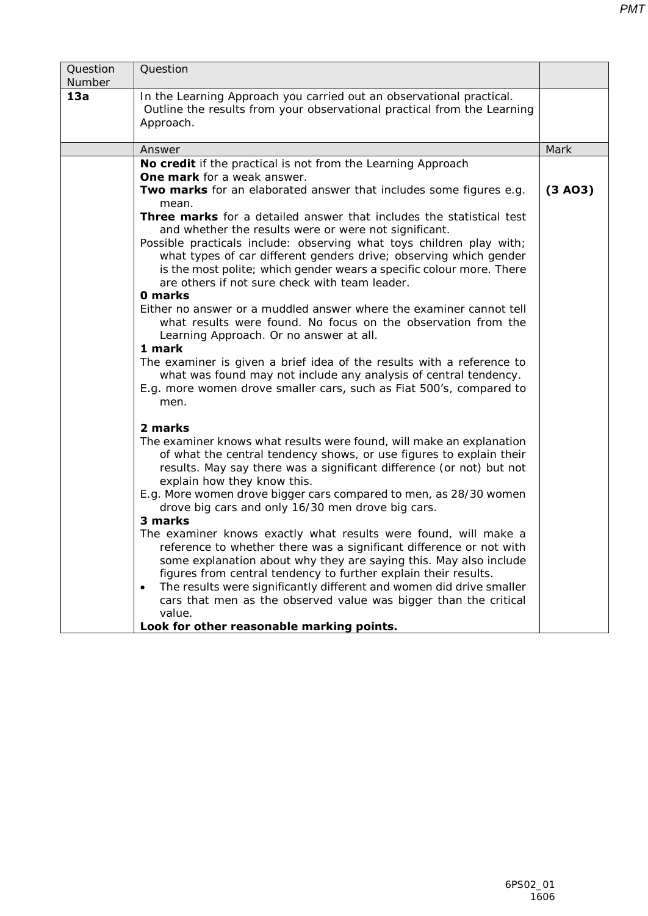| Question Number | Question | |
|---|---|---|
| **13a** | In the Learning Approach you carried out an observational practical. Outline the results from your observational practical from the Learning Approach. | |
| | Answer | Mark |
| | **No credit** if the practical is not from the Learning Approach<br>**One mark** for a weak answer.<br>**Two marks** for an elaborated answer that includes some figures e.g. mean.<br>**Three marks** for a detailed answer that includes the statistical test and whether the results were or were not significant.<br>Possible practicals include: observing what toys children play with; what types of car different genders drive; observing which gender is the most polite; which gender wears a specific colour more. There are others if not sure check with team leader.<br>**0 marks**<br>Either no answer or a muddled answer where the examiner cannot tell what results were found. No focus on the observation from the Learning Approach. Or no answer at all.<br>**1 mark**<br>The examiner is given a brief idea of the results with a reference to what was found may not include any analysis of central tendency.<br>E.g. more women drove smaller cars, such as Fiat 500's, compared to men.<br><br>**2 marks**<br>The examiner knows what results were found, will make an explanation of what the central tendency shows, or use figures to explain their results. May say there was a significant difference (or not) but not explain how they know this.<br>E.g. More women drove bigger cars compared to men, as 28/30 women drove big cars and only 16/30 men drove big cars.<br>**3 marks**<br>The examiner knows exactly what results were found, will make a reference to whether there was a significant difference or not with some explanation about why they are saying this. May also include figures from central tendency to further explain their results.<br>• The results were significantly different and women did drive smaller cars that men as the observed value was bigger than the critical value.<br>**Look for other reasonable marking points.** | **(3 AO3)** |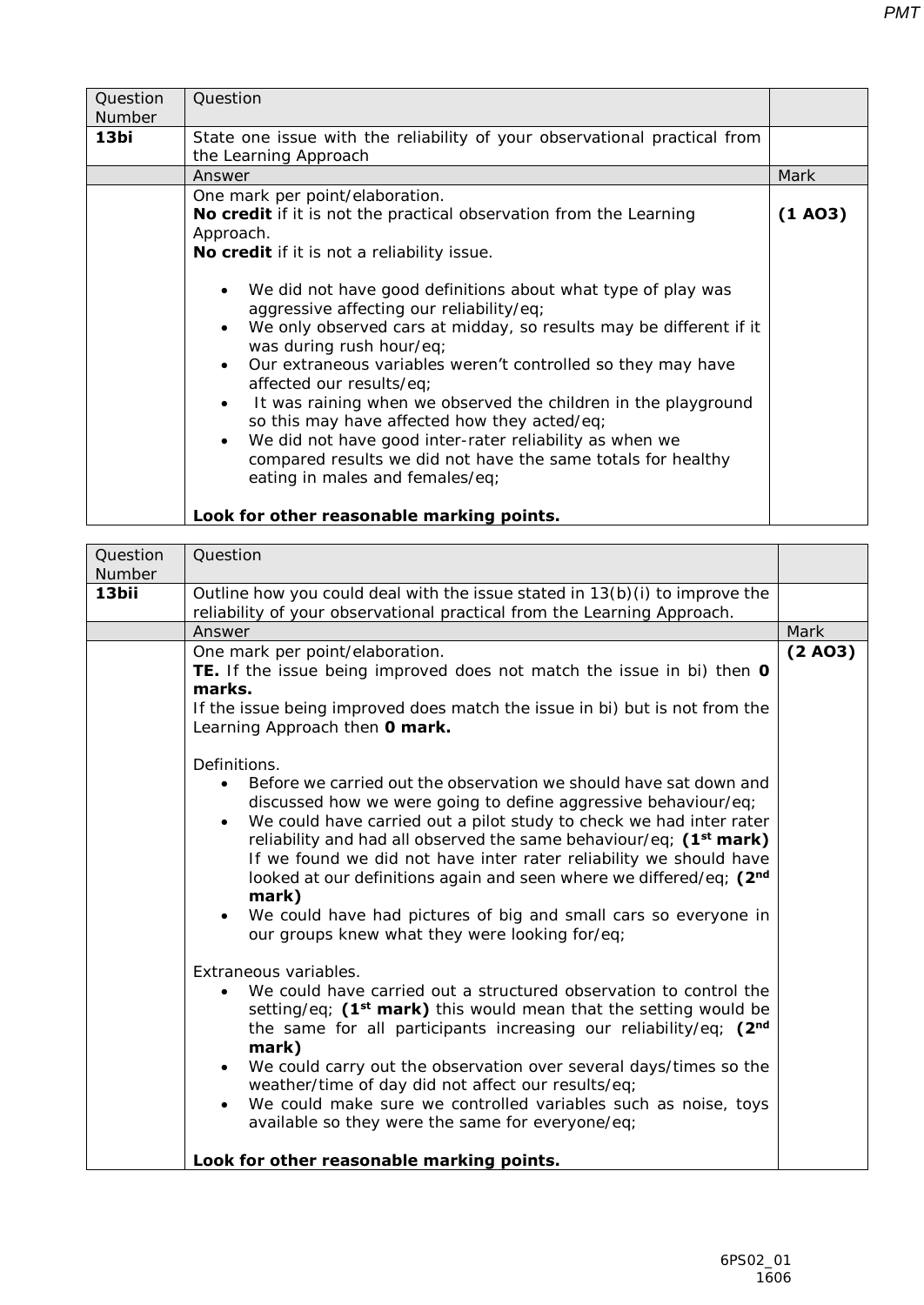| Question Number | Question | |
|---|---|---|
| **13bi** | State one issue with the reliability of your observational practical from the Learning Approach | |
| | Answer | Mark |
| | One mark per point/elaboration.<br>**No credit** if it is not the practical observation from the Learning Approach.<br>**No credit** if it is not a reliability issue.<br><br>• We did not have good definitions about what type of play was aggressive affecting our reliability/eq;<br>• We only observed cars at midday, so results may be different if it was during rush hour/eq;<br>• Our extraneous variables weren't controlled so they may have affected our results/eq;<br>• It was raining when we observed the children in the playground so this may have affected how they acted/eq;<br>• We did not have good inter-rater reliability as when we compared results we did not have the same totals for healthy eating in males and females/eq;<br><br>**Look for other reasonable marking points.** | **(1 AO3)** |

| Question Number | Question | |
|---|---|---|
| **13bii** | Outline how you could deal with the issue stated in 13(b)(i) to improve the reliability of your observational practical from the Learning Approach. | |
| | Answer | Mark |
| | One mark per point/elaboration.<br>**TE.** If the issue being improved does not match the issue in bi) then **0 marks.**<br>If the issue being improved does match the issue in bi) but is not from the Learning Approach then **0 mark.**<br><br>Definitions.<br>• Before we carried out the observation we should have sat down and discussed how we were going to define aggressive behaviour/eq;<br>• We could have carried out a pilot study to check we had inter rater reliability and had all observed the same behaviour/eq; **(1st mark)** If we found we did not have inter rater reliability we should have looked at our definitions again and seen where we differed/eq; **(2nd mark)**<br>• We could have had pictures of big and small cars so everyone in our groups knew what they were looking for/eq;<br><br>Extraneous variables.<br>• We could have carried out a structured observation to control the setting/eq; **(1st mark)** this would mean that the setting would be the same for all participants increasing our reliability/eq; **(2nd mark)**<br>• We could carry out the observation over several days/times so the weather/time of day did not affect our results/eq;<br>• We could make sure we controlled variables such as noise, toys available so they were the same for everyone/eq;<br><br>**Look for other reasonable marking points.** | **(2 AO3)** |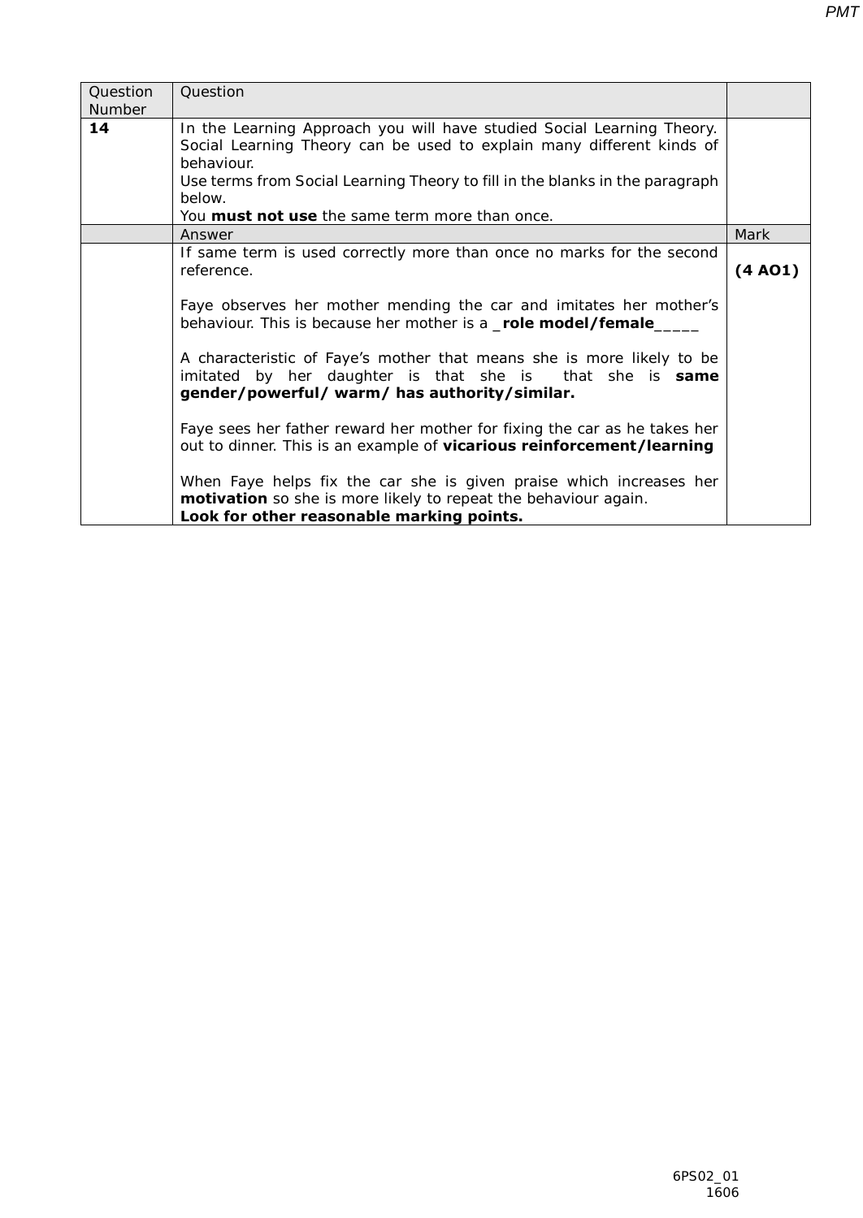| Question Number | Question | |
|---|---|---|
| **14** | In the Learning Approach you will have studied Social Learning Theory. Social Learning Theory can be used to explain many different kinds of behaviour.<br>Use terms from Social Learning Theory to fill in the blanks in the paragraph below.<br>You **must not use** the same term more than once. | |
| | Answer | Mark |
| | If same term is used correctly more than once no marks for the second reference.<br><br>Faye observes her mother mending the car and imitates her mother's behaviour. This is because her mother is a _**role model/female**_____<br><br>A characteristic of Faye's mother that means she is more likely to be imitated by her daughter is that she is  that she is **same gender/powerful/ warm/ has authority/similar.**<br><br>Faye sees her father reward her mother for fixing the car as he takes her out to dinner. This is an example of **vicarious reinforcement/learning**<br><br>When Faye helps fix the car she is given praise which increases her **motivation** so she is more likely to repeat the behaviour again.<br>**Look for other reasonable marking points.** | **(4 AO1)** |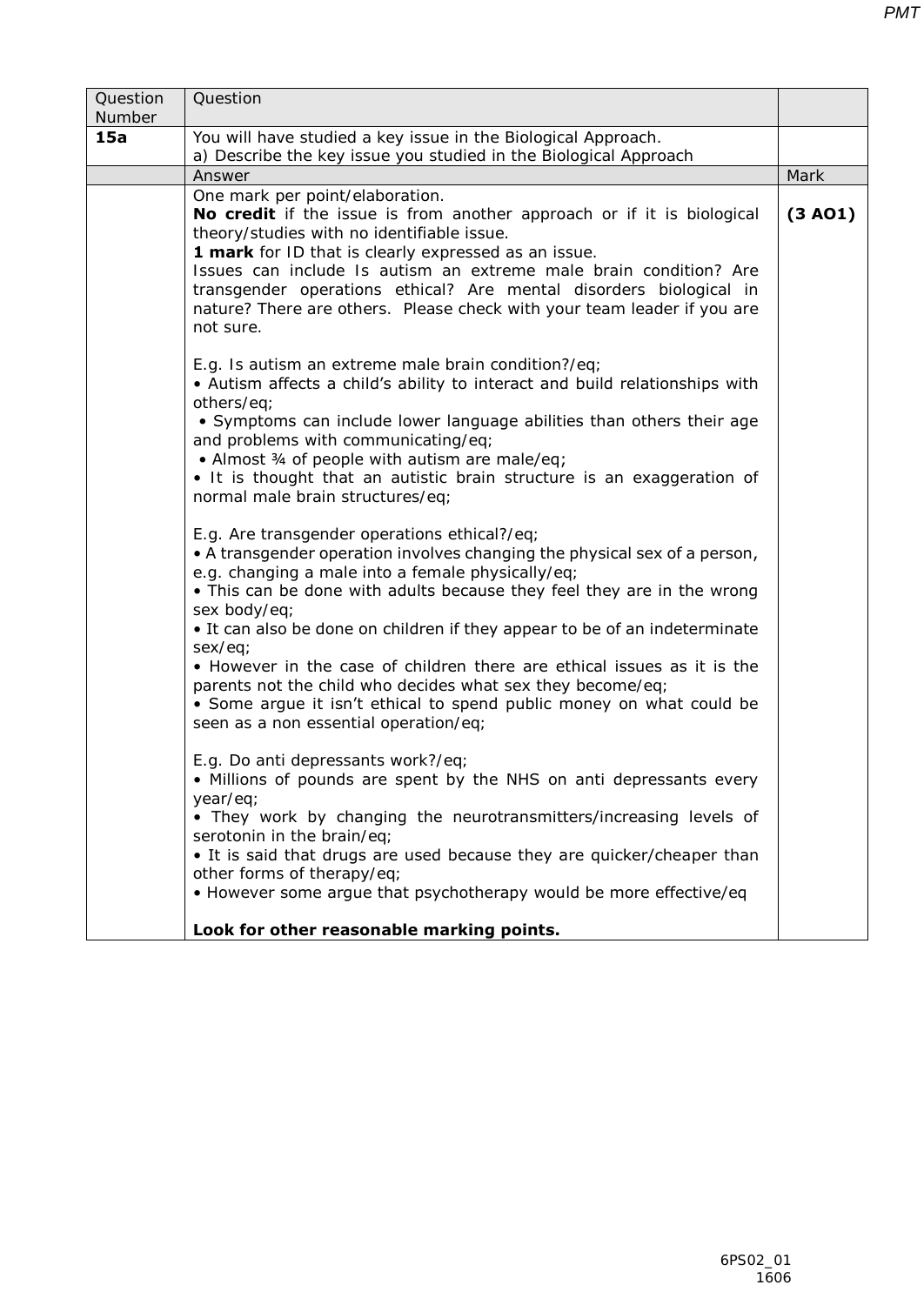| Question Number | Question | |
|---|---|---|
| **15a** | You will have studied a key issue in the Biological Approach.<br>a) Describe the key issue you studied in the Biological Approach | |
| | Answer | Mark |
| | One mark per point/elaboration.<br>**No credit** if the issue is from another approach or if it is biological theory/studies with no identifiable issue.<br>**1 mark** for ID that is clearly expressed as an issue.<br>Issues can include Is autism an extreme male brain condition? Are transgender operations ethical? Are mental disorders biological in nature? There are others. Please check with your team leader if you are not sure.<br><br>E.g. Is autism an extreme male brain condition?/eq;<br>• Autism affects a child's ability to interact and build relationships with others/eq;<br>• Symptoms can include lower language abilities than others their age and problems with communicating/eq;<br>• Almost ¾ of people with autism are male/eq;<br>• It is thought that an autistic brain structure is an exaggeration of normal male brain structures/eq;<br><br>E.g. Are transgender operations ethical?/eq;<br>• A transgender operation involves changing the physical sex of a person, e.g. changing a male into a female physically/eq;<br>• This can be done with adults because they feel they are in the wrong sex body/eq;<br>• It can also be done on children if they appear to be of an indeterminate sex/eq;<br>• However in the case of children there are ethical issues as it is the parents not the child who decides what sex they become/eq;<br>• Some argue it isn't ethical to spend public money on what could be seen as a non essential operation/eq;<br><br>E.g. Do anti depressants work?/eq;<br>• Millions of pounds are spent by the NHS on anti depressants every year/eq;<br>• They work by changing the neurotransmitters/increasing levels of serotonin in the brain/eq;<br>• It is said that drugs are used because they are quicker/cheaper than other forms of therapy/eq;<br>• However some argue that psychotherapy would be more effective/eq<br><br>**Look for other reasonable marking points.** | **(3 AO1)** |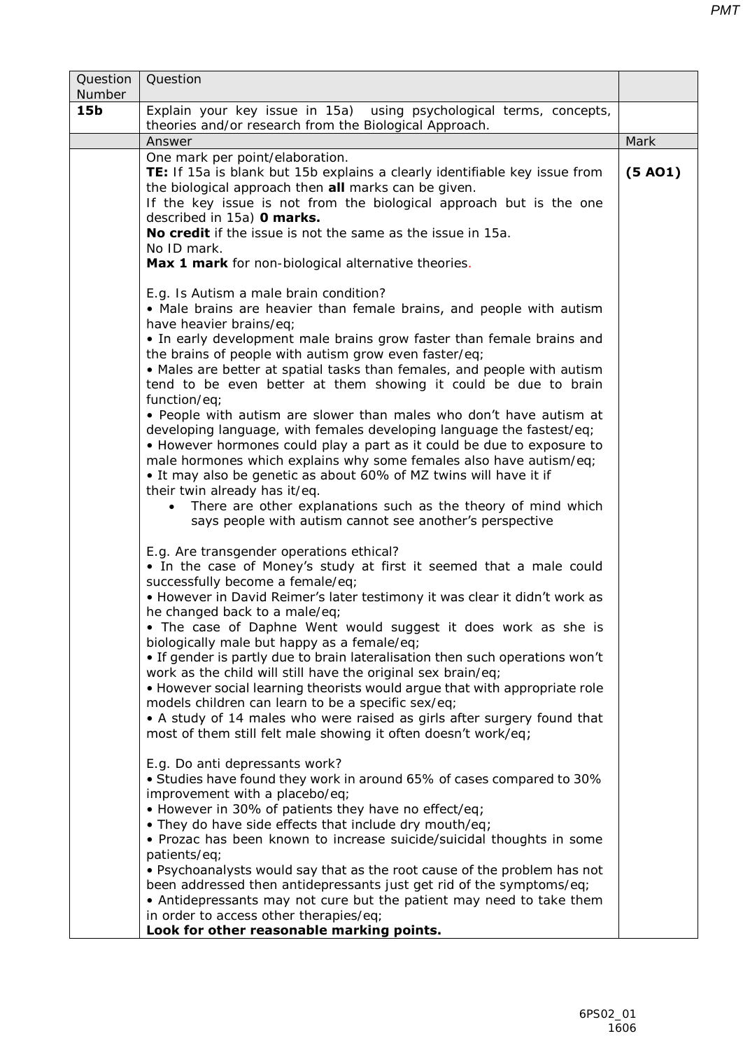| Question Number | Question | |
|---|---|---|
| **15b** | Explain your key issue in 15a) using psychological terms, concepts, theories and/or research from the Biological Approach. | |
| | Answer | Mark |
| | One mark per point/elaboration.<br>**TE:** If 15a is blank but 15b explains a clearly identifiable key issue from the biological approach then **all** marks can be given.<br>If the key issue is not from the biological approach but is the one described in 15a) **0 marks.**<br>**No credit** if the issue is not the same as the issue in 15a.<br>No ID mark.<br>**Max 1 mark** for non-biological alternative theories.<br><br>E.g. Is Autism a male brain condition?<br>• Male brains are heavier than female brains, and people with autism have heavier brains/eq;<br>• In early development male brains grow faster than female brains and the brains of people with autism grow even faster/eq;<br>• Males are better at spatial tasks than females, and people with autism tend to be even better at them showing it could be due to brain function/eq;<br>• People with autism are slower than males who don't have autism at developing language, with females developing language the fastest/eq;<br>• However hormones could play a part as it could be due to exposure to male hormones which explains why some females also have autism/eq;<br>• It may also be genetic as about 60% of MZ twins will have it if their twin already has it/eq.<br>• There are other explanations such as the theory of mind which says people with autism cannot see another's perspective<br><br>E.g. Are transgender operations ethical?<br>• In the case of Money's study at first it seemed that a male could successfully become a female/eq;<br>• However in David Reimer's later testimony it was clear it didn't work as he changed back to a male/eq;<br>• The case of Daphne Went would suggest it does work as she is biologically male but happy as a female/eq;<br>• If gender is partly due to brain lateralisation then such operations won't work as the child will still have the original sex brain/eq;<br>• However social learning theorists would argue that with appropriate role models children can learn to be a specific sex/eq;<br>• A study of 14 males who were raised as girls after surgery found that most of them still felt male showing it often doesn't work/eq;<br><br>E.g. Do anti depressants work?<br>• Studies have found they work in around 65% of cases compared to 30% improvement with a placebo/eq;<br>• However in 30% of patients they have no effect/eq;<br>• They do have side effects that include dry mouth/eq;<br>• Prozac has been known to increase suicide/suicidal thoughts in some patients/eq;<br>• Psychoanalysts would say that as the root cause of the problem has not been addressed then antidepressants just get rid of the symptoms/eq;<br>• Antidepressants may not cure but the patient may need to take them in order to access other therapies/eq;<br>**Look for other reasonable marking points.** | **(5 AO1)** |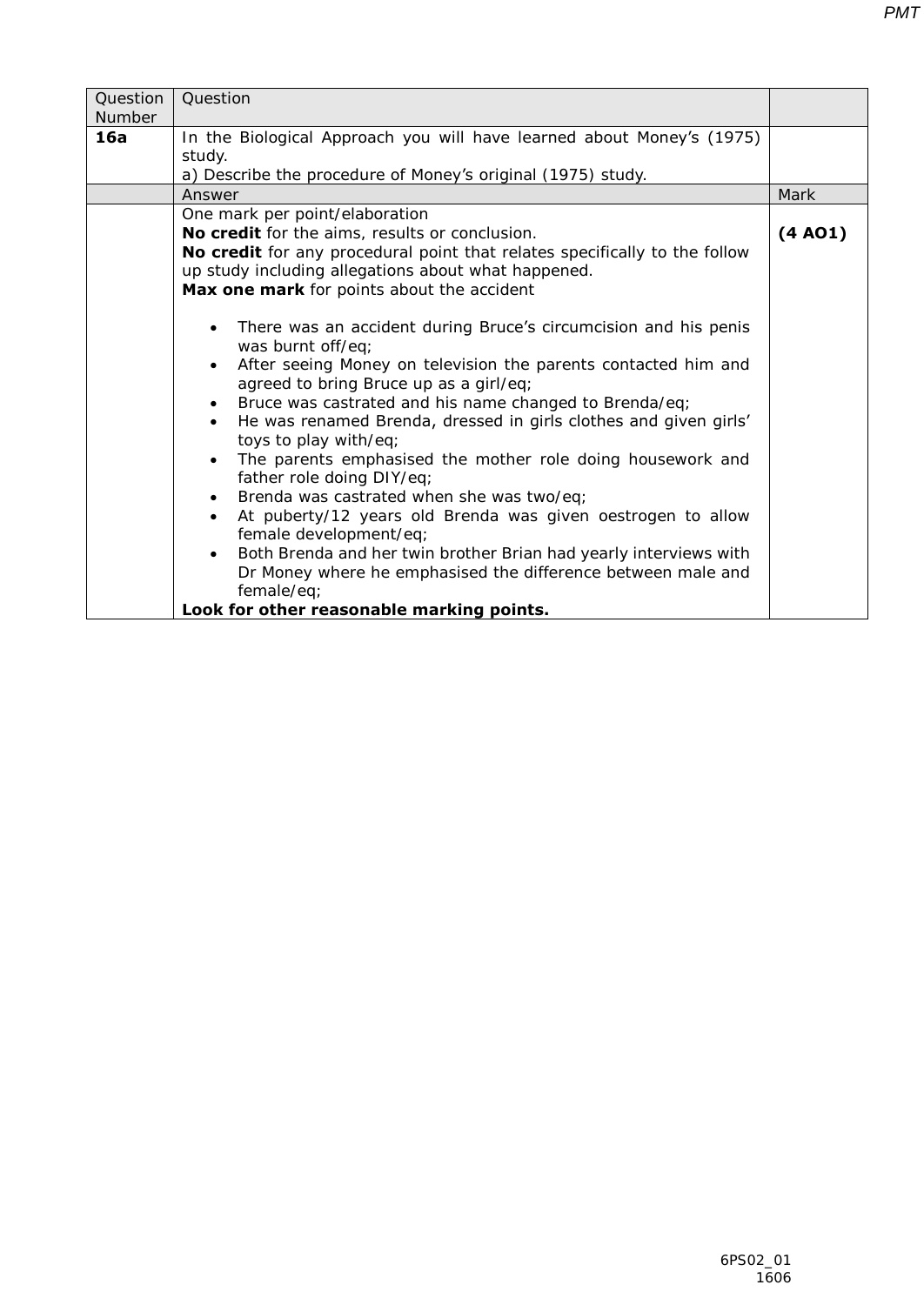| Question Number | Question | |
|---|---|---|
| **16a** | In the Biological Approach you will have learned about Money's (1975) study.<br>a) Describe the procedure of Money's original (1975) study. | |
| | Answer | Mark |
| | One mark per point/elaboration<br>**No credit** for the aims, results or conclusion.<br>**No credit** for any procedural point that relates specifically to the follow up study including allegations about what happened.<br>**Max one mark** for points about the accident<br><br>• There was an accident during Bruce's circumcision and his penis was burnt off/eq;<br>• After seeing Money on television the parents contacted him and agreed to bring Bruce up as a girl/eq;<br>• Bruce was castrated and his name changed to Brenda/eq;<br>• He was renamed Brenda, dressed in girls clothes and given girls' toys to play with/eq;<br>• The parents emphasised the mother role doing housework and father role doing DIY/eq;<br>• Brenda was castrated when she was two/eq;<br>• At puberty/12 years old Brenda was given oestrogen to allow female development/eq;<br>• Both Brenda and her twin brother Brian had yearly interviews with Dr Money where he emphasised the difference between male and female/eq;<br>**Look for other reasonable marking points.** | **(4 AO1)** |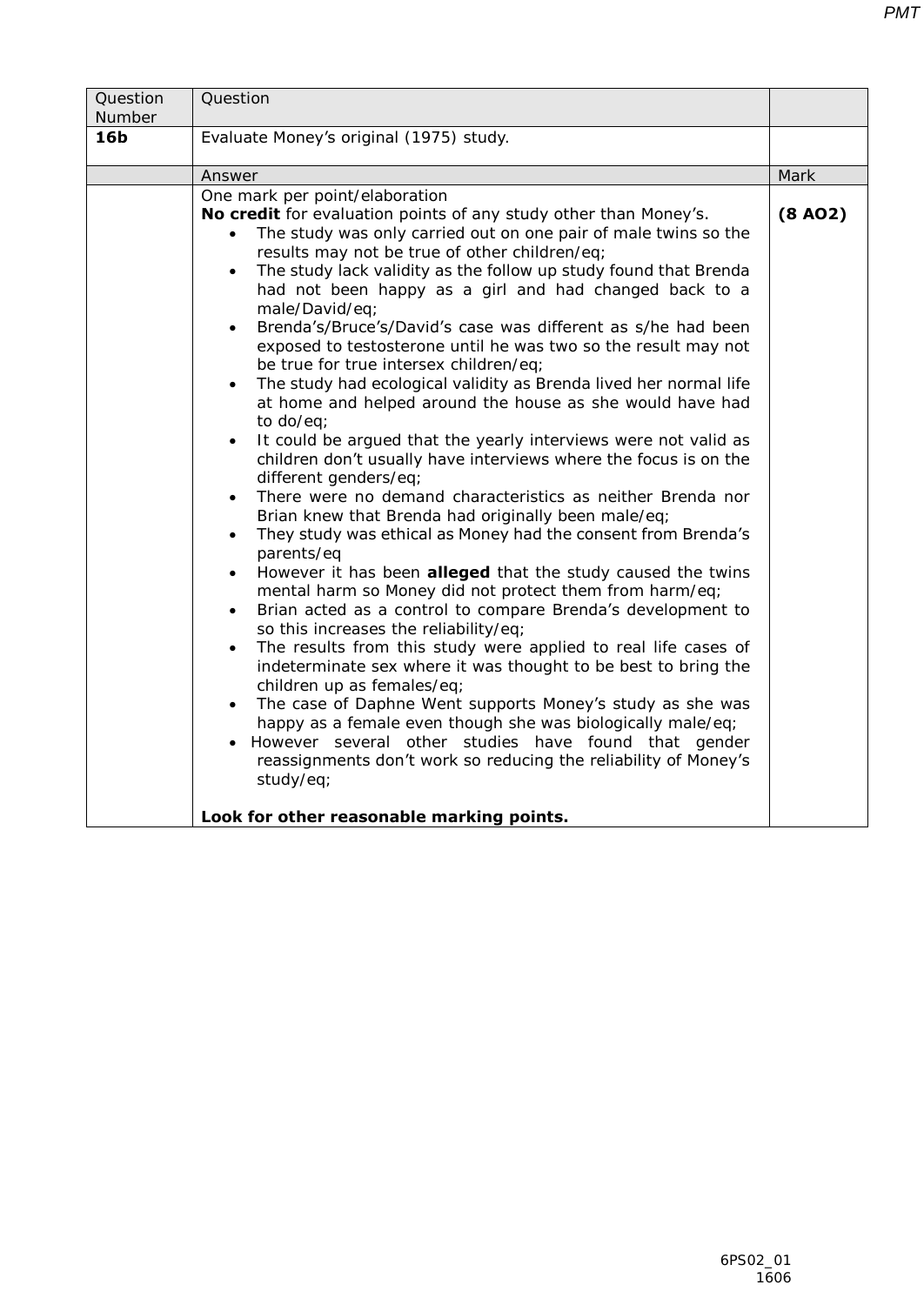| Question Number | Question | |
|---|---|---|
| **16b** | Evaluate Money's original (1975) study. | |
| | Answer | Mark |
| | One mark per point/elaboration<br>**No credit** for evaluation points of any study other than Money's.<br>• The study was only carried out on one pair of male twins so the results may not be true of other children/eq;<br>• The study lack validity as the follow up study found that Brenda had not been happy as a girl and had changed back to a male/David/eq;<br>• Brenda's/Bruce's/David's case was different as s/he had been exposed to testosterone until he was two so the result may not be true for true intersex children/eq;<br>• The study had ecological validity as Brenda lived her normal life at home and helped around the house as she would have had to do/eq;<br>• It could be argued that the yearly interviews were not valid as children don't usually have interviews where the focus is on the different genders/eq;<br>• There were no demand characteristics as neither Brenda nor Brian knew that Brenda had originally been male/eq;<br>• They study was ethical as Money had the consent from Brenda's parents/eq<br>• However it has been **alleged** that the study caused the twins mental harm so Money did not protect them from harm/eq;<br>• Brian acted as a control to compare Brenda's development to so this increases the reliability/eq;<br>• The results from this study were applied to real life cases of indeterminate sex where it was thought to be best to bring the children up as females/eq;<br>• The case of Daphne Went supports Money's study as she was happy as a female even though she was biologically male/eq;<br>• However several other studies have found that gender reassignments don't work so reducing the reliability of Money's study/eq;<br><br>**Look for other reasonable marking points.** | **(8 AO2)** |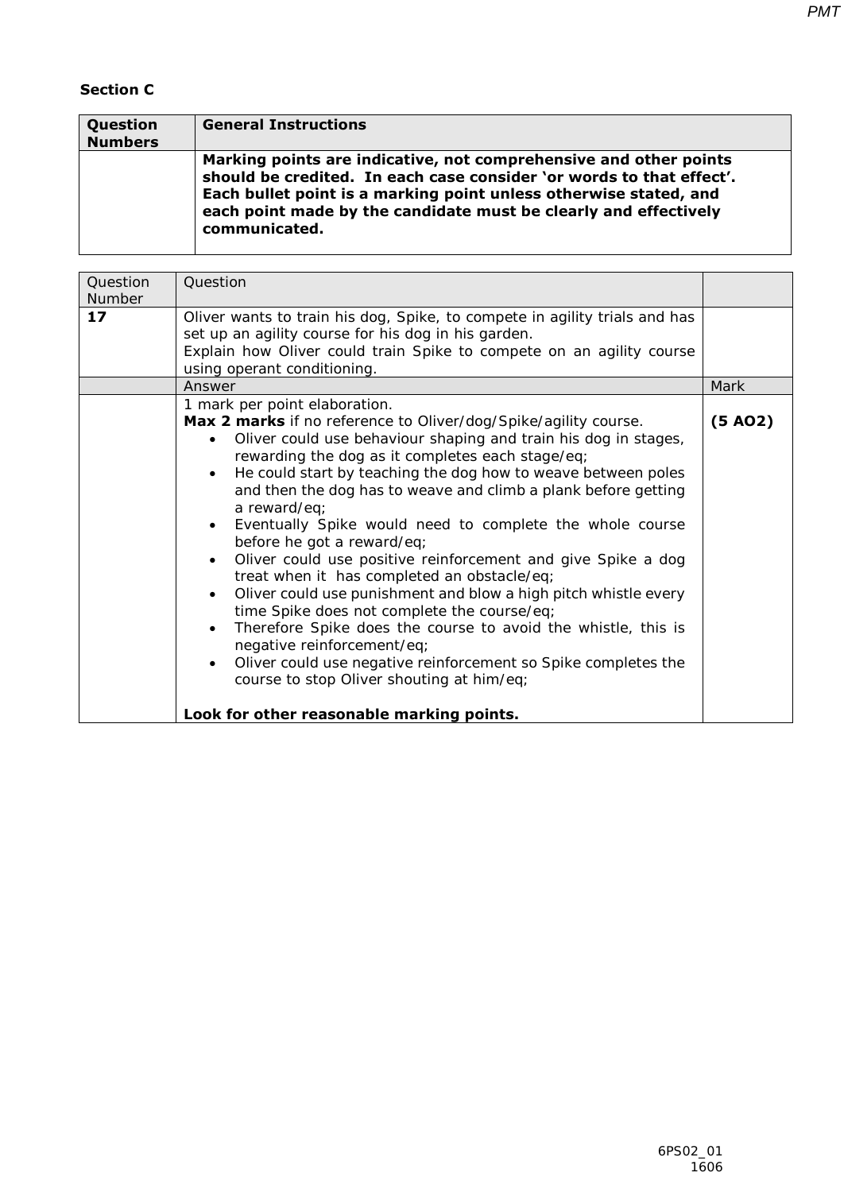**Section C**

| Question Numbers | General Instructions |
|---|---|
| | **Marking points are indicative, not comprehensive and other points should be credited. In each case consider 'or words to that effect'. Each bullet point is a marking point unless otherwise stated, and each point made by the candidate must be clearly and effectively communicated.** |

| Question Number | Question | |
|---|---|---|
| **17** | Oliver wants to train his dog, Spike, to compete in agility trials and has set up an agility course for his dog in his garden. Explain how Oliver could train Spike to compete on an agility course using operant conditioning. | |
| | Answer | Mark |
| | 1 mark per point elaboration.<br>**Max 2 marks** if no reference to Oliver/dog/Spike/agility course.<br>• Oliver could use behaviour shaping and train his dog in stages, rewarding the dog as it completes each stage/eq;<br>• He could start by teaching the dog how to weave between poles and then the dog has to weave and climb a plank before getting a reward/eq;<br>• Eventually Spike would need to complete the whole course before he got a reward/eq;<br>• Oliver could use positive reinforcement and give Spike a dog treat when it has completed an obstacle/eq;<br>• Oliver could use punishment and blow a high pitch whistle every time Spike does not complete the course/eq;<br>• Therefore Spike does the course to avoid the whistle, this is negative reinforcement/eq;<br>• Oliver could use negative reinforcement so Spike completes the course to stop Oliver shouting at him/eq;<br><br>**Look for other reasonable marking points.** | **(5 AO2)** |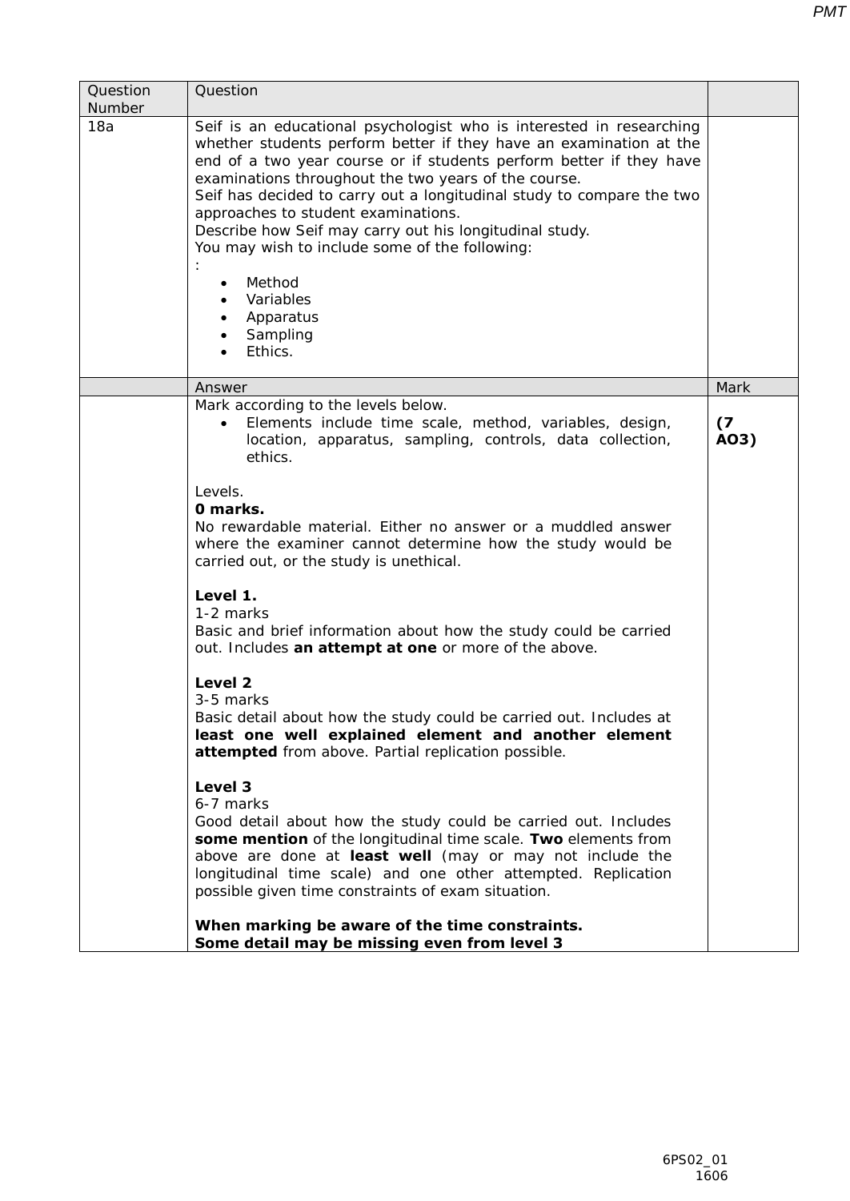| Question Number | Question | |
|---|---|---|
| 18a | Seif is an educational psychologist who is interested in researching whether students perform better if they have an examination at the end of a two year course or if students perform better if they have examinations throughout the two years of the course.<br>Seif has decided to carry out a longitudinal study to compare the two approaches to student examinations.<br>Describe how Seif may carry out his longitudinal study.<br>You may wish to include some of the following:<br>:<br>• Method<br>• Variables<br>• Apparatus<br>• Sampling<br>• Ethics. | |
| | Answer | Mark |
| | Mark according to the levels below.<br>• Elements include time scale, method, variables, design, location, apparatus, sampling, controls, data collection, ethics.<br><br>Levels.<br>**0 marks.**<br>No rewardable material. Either no answer or a muddled answer where the examiner cannot determine how the study would be carried out, or the study is unethical.<br><br>**Level 1.**<br>1-2 marks<br>Basic and brief information about how the study could be carried out. Includes **an attempt at one** or more of the above.<br><br>**Level 2**<br>3-5 marks<br>Basic detail about how the study could be carried out. Includes at **least one well explained element and another element attempted** from above. Partial replication possible.<br><br>**Level 3**<br>6-7 marks<br>Good detail about how the study could be carried out. Includes **some mention** of the longitudinal time scale. **Two** elements from above are done at **least well** (may or may not include the longitudinal time scale) and one other attempted. Replication possible given time constraints of exam situation.<br><br>**When marking be aware of the time constraints.**<br>**Some detail may be missing even from level 3** | **(7 AO3)** |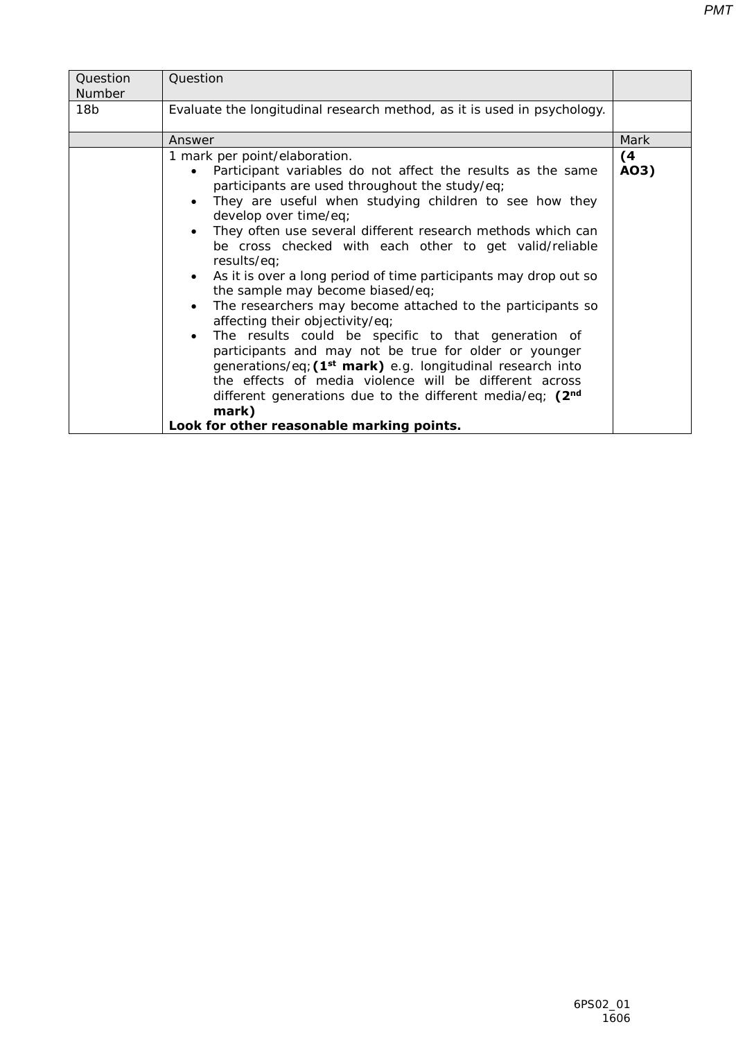| Question Number | Question | |
|---|---|---|
| 18b | Evaluate the longitudinal research method, as it is used in psychology. | |
| | Answer | Mark |
| | 1 mark per point/elaboration.<br>• Participant variables do not affect the results as the same participants are used throughout the study/eq;<br>• They are useful when studying children to see how they develop over time/eq;<br>• They often use several different research methods which can be cross checked with each other to get valid/reliable results/eq;<br>• As it is over a long period of time participants may drop out so the sample may become biased/eq;<br>• The researchers may become attached to the participants so affecting their objectivity/eq;<br>• The results could be specific to that generation of participants and may not be true for older or younger generations/eq; **(1st mark)** e.g. longitudinal research into the effects of media violence will be different across different generations due to the different media/eq; **(2nd mark)**<br>**Look for other reasonable marking points.** | **(4 AO3)** |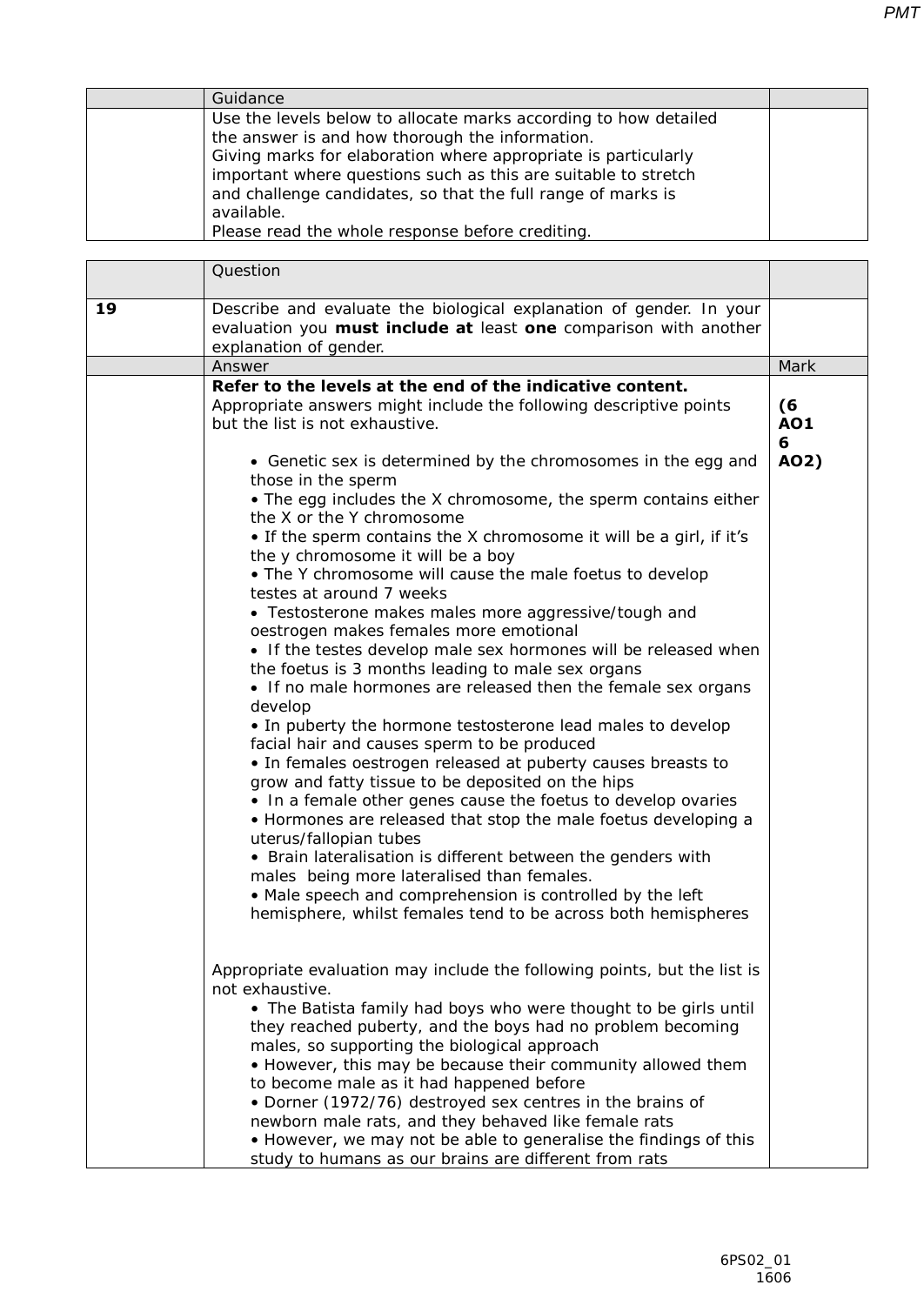| | Guidance | |
|---|---|---|
| | Use the levels below to allocate marks according to how detailed the answer is and how thorough the information.<br>Giving marks for elaboration where appropriate is particularly important where questions such as this are suitable to stretch and challenge candidates, so that the full range of marks is available.<br>Please read the whole response before crediting. | |

| | Question | |
|---|---|---|
| **19** | Describe and evaluate the biological explanation of gender. In your evaluation you **must include at** least **one** comparison with another explanation of gender. | |
| | Answer | Mark |
| | **Refer to the levels at the end of the indicative content.**<br>Appropriate answers might include the following descriptive points but the list is not exhaustive.<br>• Genetic sex is determined by the chromosomes in the egg and those in the sperm<br>• The egg includes the X chromosome, the sperm contains either the X or the Y chromosome<br>• If the sperm contains the X chromosome it will be a girl, if it's the y chromosome it will be a boy<br>• The Y chromosome will cause the male foetus to develop testes at around 7 weeks<br>• Testosterone makes males more aggressive/tough and oestrogen makes females more emotional<br>• If the testes develop male sex hormones will be released when the foetus is 3 months leading to male sex organs<br>• If no male hormones are released then the female sex organs develop<br>• In puberty the hormone testosterone lead males to develop facial hair and causes sperm to be produced<br>• In females oestrogen released at puberty causes breasts to grow and fatty tissue to be deposited on the hips<br>• In a female other genes cause the foetus to develop ovaries<br>• Hormones are released that stop the male foetus developing a uterus/fallopian tubes<br>• Brain lateralisation is different between the genders with males being more lateralised than females.<br>• Male speech and comprehension is controlled by the left hemisphere, whilst females tend to be across both hemispheres<br><br>Appropriate evaluation may include the following points, but the list is not exhaustive.<br>• The Batista family had boys who were thought to be girls until they reached puberty, and the boys had no problem becoming males, so supporting the biological approach<br>• However, this may be because their community allowed them to become male as it had happened before<br>• Dorner (1972/76) destroyed sex centres in the brains of newborn male rats, and they behaved like female rats<br>• However, we may not be able to generalise the findings of this study to humans as our brains are different from rats | **(6 AO1 6 AO2)** |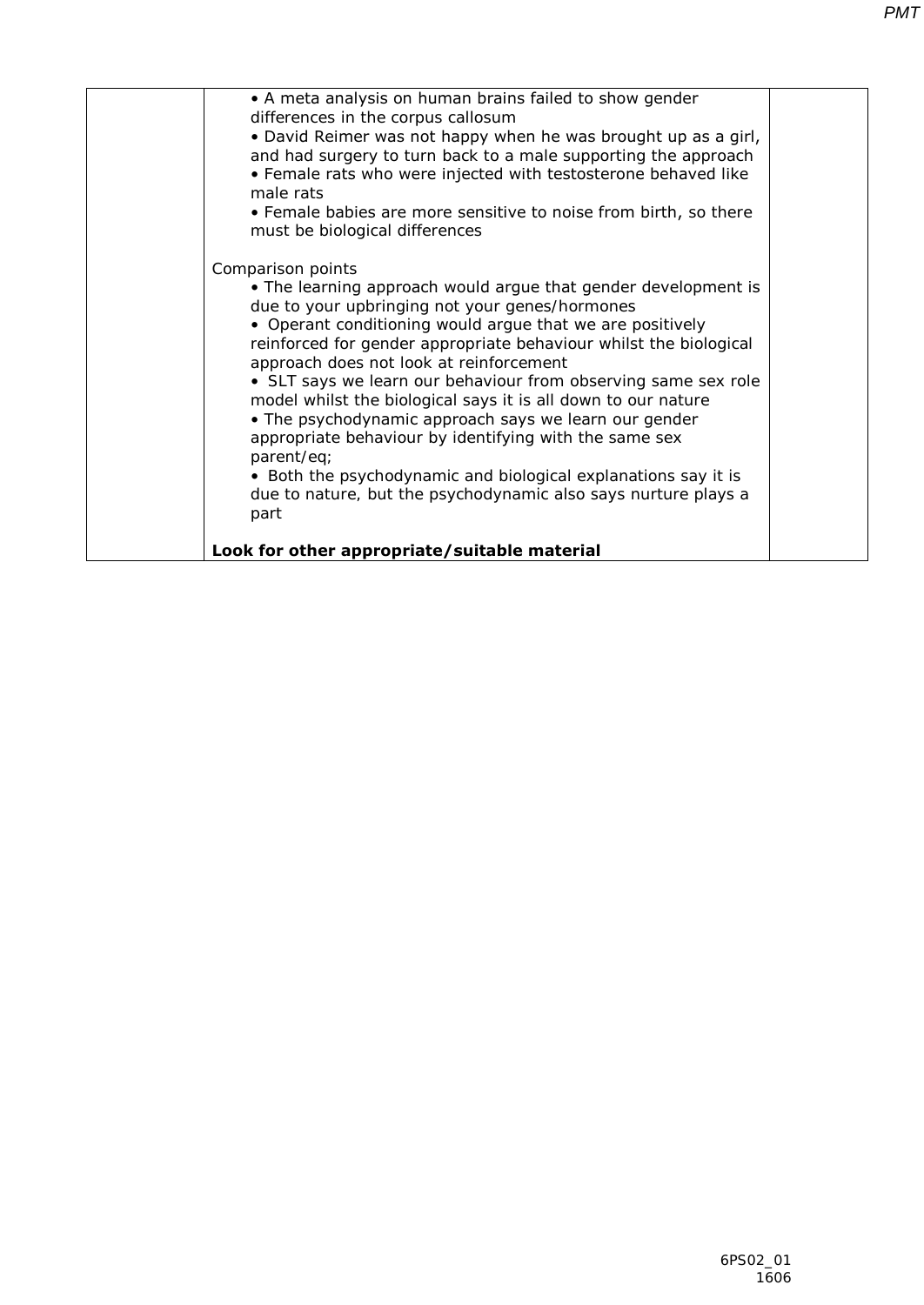| | | |
|---|---|---|
| | • A meta analysis on human brains failed to show gender differences in the corpus callosum<br>• David Reimer was not happy when he was brought up as a girl, and had surgery to turn back to a male supporting the approach<br>• Female rats who were injected with testosterone behaved like male rats<br>• Female babies are more sensitive to noise from birth, so there must be biological differences<br><br>Comparison points<br>• The learning approach would argue that gender development is due to your upbringing not your genes/hormones<br>• Operant conditioning would argue that we are positively reinforced for gender appropriate behaviour whilst the biological approach does not look at reinforcement<br>• SLT says we learn our behaviour from observing same sex role model whilst the biological says it is all down to our nature<br>• The psychodynamic approach says we learn our gender appropriate behaviour by identifying with the same sex parent/eq;<br>• Both the psychodynamic and biological explanations say it is due to nature, but the psychodynamic also says nurture plays a part<br><br>**Look for other appropriate/suitable material** | |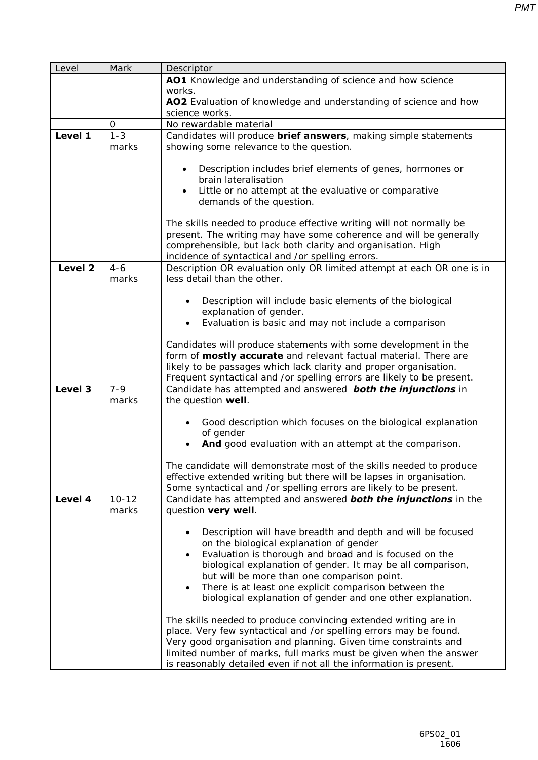| Level | Mark | Descriptor |
|---|---|---|
| | | **AO1** Knowledge and understanding of science and how science works.<br>**AO2** Evaluation of knowledge and understanding of science and how science works. |
| | 0 | No rewardable material |
| **Level 1** | 1-3 marks | Candidates will produce **brief answers**, making simple statements showing some relevance to the question.<br><br>• Description includes brief elements of genes, hormones or brain lateralisation<br>• Little or no attempt at the evaluative or comparative demands of the question.<br><br>The skills needed to produce effective writing will not normally be present. The writing may have some coherence and will be generally comprehensible, but lack both clarity and organisation. High incidence of syntactical and /or spelling errors. |
| **Level 2** | 4-6 marks | Description OR evaluation only OR limited attempt at each OR one is in less detail than the other.<br><br>• Description will include basic elements of the biological explanation of gender.<br>• Evaluation is basic and may not include a comparison<br><br>Candidates will produce statements with some development in the form of **mostly accurate** and relevant factual material. There are likely to be passages which lack clarity and proper organisation. Frequent syntactical and /or spelling errors are likely to be present. |
| **Level 3** | 7-9 marks | Candidate has attempted and answered ***both the injunctions*** in the question **well**.<br><br>• Good description which focuses on the biological explanation of gender<br>• **And** good evaluation with an attempt at the comparison.<br><br>The candidate will demonstrate most of the skills needed to produce effective extended writing but there will be lapses in organisation. Some syntactical and /or spelling errors are likely to be present. |
| **Level 4** | 10-12 marks | Candidate has attempted and answered ***both the injunctions*** in the question **very well**.<br><br>• Description will have breadth and depth and will be focused on the biological explanation of gender<br>• Evaluation is thorough and broad and is focused on the biological explanation of gender. It may be all comparison, but will be more than one comparison point.<br>• There is at least one explicit comparison between the biological explanation of gender and one other explanation.<br><br>The skills needed to produce convincing extended writing are in place. Very few syntactical and /or spelling errors may be found. Very good organisation and planning. Given time constraints and limited number of marks, full marks must be given when the answer is reasonably detailed even if not all the information is present. |